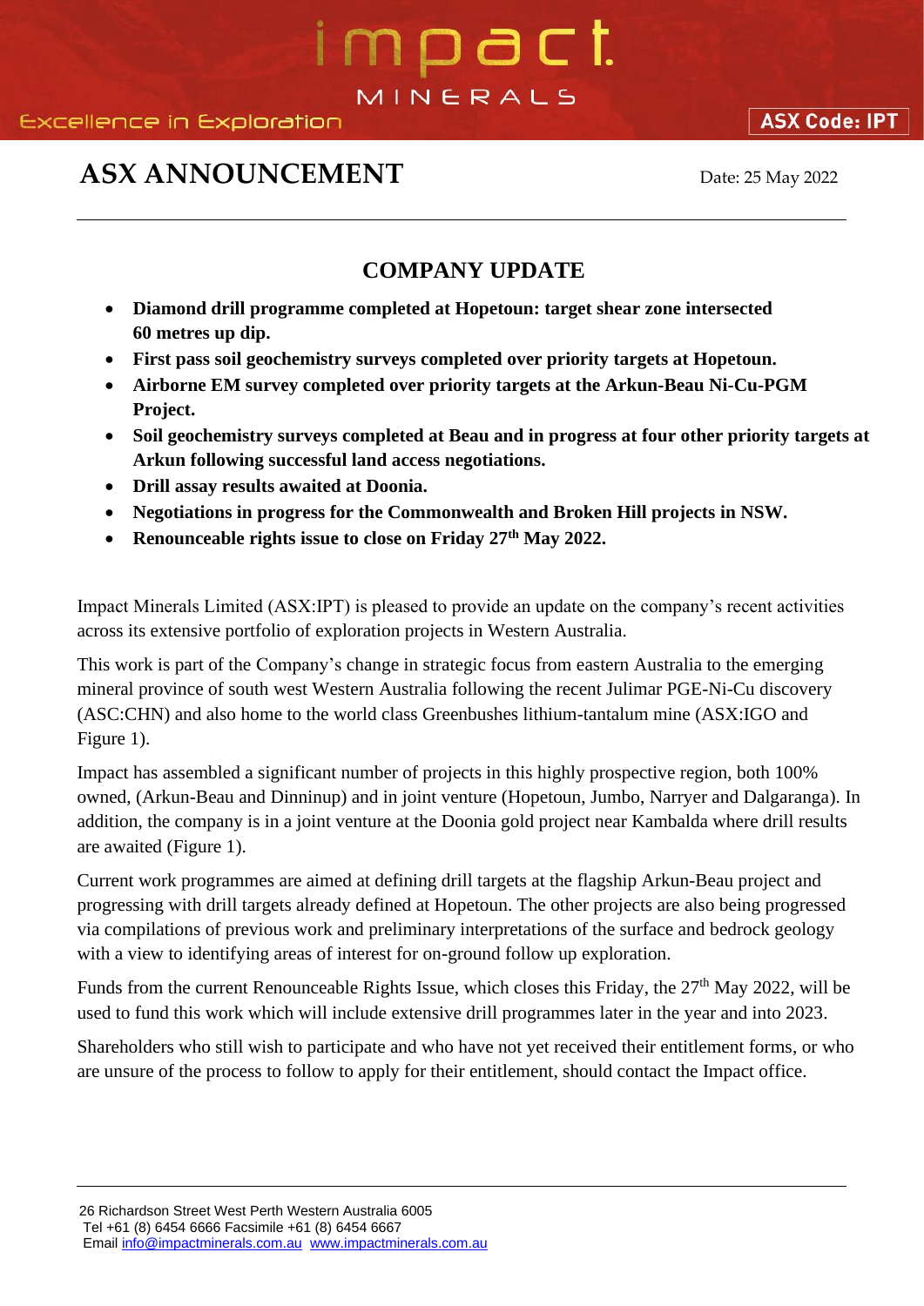# ASX ANNOUNCEMENT

Date: 25 May 2022

## COMPANY UPDATE

- **Diamond drill programme completed at Hopetoun: target shear zone intersected 60 metres up dip.**
- **First pass soil geochemistry surveys completed over priority targets at Hopetoun.**
- **Airborne EM survey completed over priority targets at the Arkun-Beau Ni-Cu-PGM Project.**
- **Soil geochemistry surveys completed at Beau and in progress at four other priority targets at Arkun following successful land access negotiations.**
- **Drill assay results awaited at Doonia.**
- **Negotiations in progress for the Commonwealth and Broken Hill projects in NSW.**
- **Renounceable rights issue to close on Friday 27th May 2022.**

Impact Minerals Limited (ASX:IPT) is pleased to provide an update on the company's recent activities across its extensive portfolio of exploration projects in Western Australia.

This work is part of the Company's change in strategic focus from eastern Australia to the emerging mineral province of south west Western Australia following the recent Julimar PGE-Ni-Cu discovery (ASC:CHN) and also home to the world class Greenbushes lithium-tantalum mine (ASX:IGO and Figure 1).

Impact has assembled a significant number of projects in this highly prospective region, both 100% owned, (Arkun-Beau and Dinninup) and in joint venture (Hopetoun, Jumbo, Narryer and Dalgaranga). In addition, the company is in a joint venture at the Doonia gold project near Kambalda where drill results are awaited (Figure 1).

Current work programmes are aimed at defining drill targets at the flagship Arkun-Beau project and progressing with drill targets already defined at Hopetoun. The other projects are also being progressed via compilations of previous work and preliminary interpretations of the surface and bedrock geology with a view to identifying areas of interest for on-ground follow up exploration.

Funds from the current Renounceable Rights Issue, which closes this Friday, the 27th May 2022, will be used to fund this work which will include extensive drill programmes later in the year and into 2023.

Shareholders who still wish to participate and who have not yet received their entitlement forms, or who are unsure of the process to follow to apply for their entitlement, should contact the Impact office.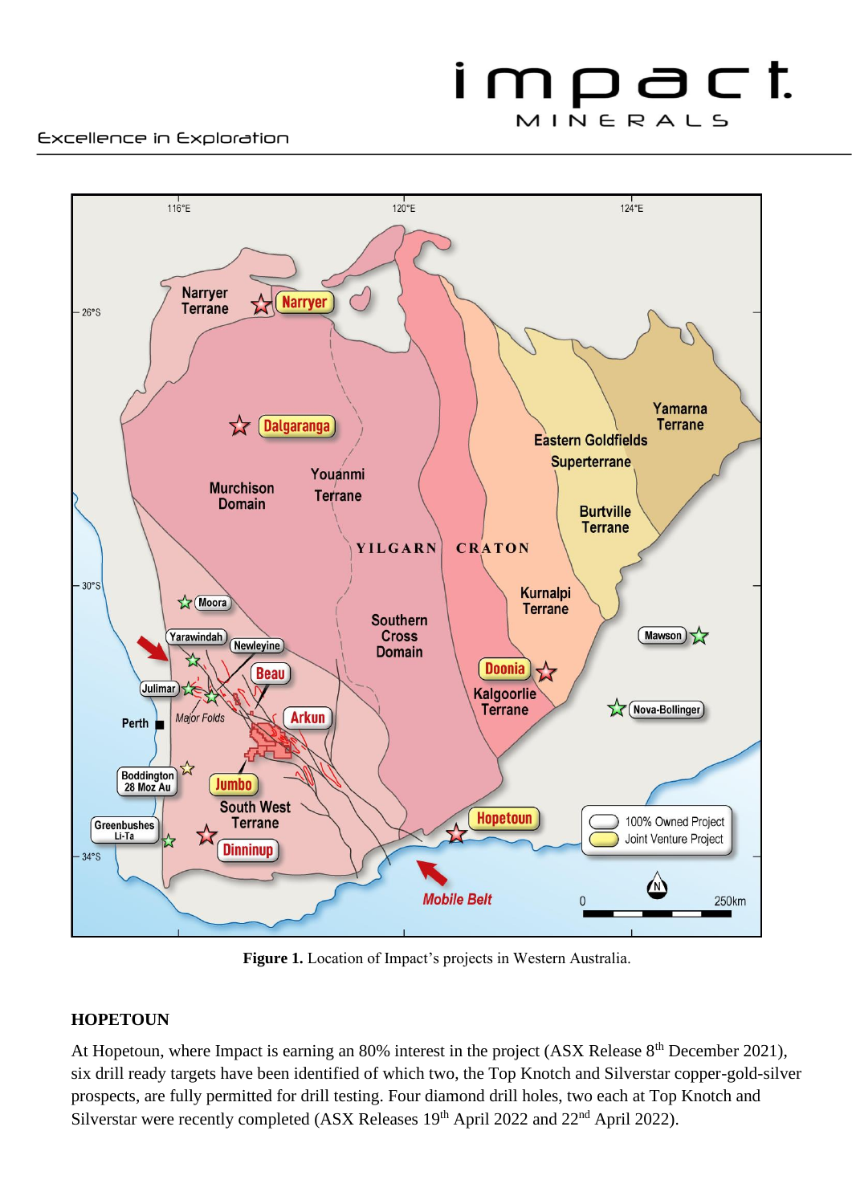**Figure 1.** Location of Impact's projects in Western Australia.

## HOPETOUN

At Hopetoun, where Impact is earning an 80% interest in the project (ASX Release 8th December 2021), six drill ready targets have been identified of which two, the Top Knotch and Silverstar copper-gold-silver prospects, are fully permitted for drill testing. Four diamond drill holes, two each at Top Knotch and Silverstar were recently completed (ASX Releases 19th April 2022 and 22nd April 2022).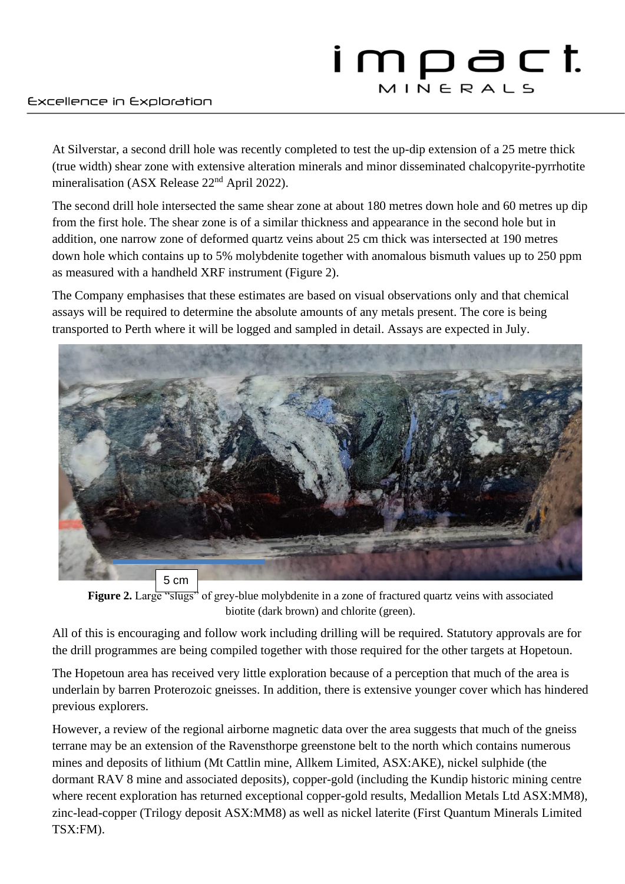At Silverstar, a second drill hole was recently completed to test the up-dip extension of a 25 metre thick (true width) shear zone with extensive alteration minerals and minor disseminated chalcopyrite-pyrrhotite mineralisation (ASX Release 22nd April 2022).

The second drill hole intersected the same shear zone at about 180 metres down hole and 60 metres up dip from the first hole. The shear zone is of a similar thickness and appearance in the second hole but in addition, one narrow zone of deformed quartz veins about 25 cm thick was intersected at 190 metres down hole which contains up to 5% molybdenite together with anomalous bismuth values up to 250 ppm as measured with a handheld XRF instrument (Figure 2).

The Company emphasises that these estimates are based on visual observations only and that chemical assays will be required to determine the absolute amounts of any metals present. The core is being transported to Perth where it will be logged and sampled in detail. Assays are expected in July.

5 cm

**Figure 2.** Large "slugs" of grey-blue molybdenite in a zone of fractured quartz veins with associated biotite (dark brown) and chlorite (green).

All of this is encouraging and follow work including drilling will be required. Statutory approvals are for the drill programmes are being compiled together with those required for the other targets at Hopetoun.

The Hopetoun area has received very little exploration because of a perception that much of the area is underlain by barren Proterozoic gneisses. In addition, there is extensive younger cover which has hindered previous explorers.

However, a review of the regional airborne magnetic data over the area suggests that much of the gneiss terrane may be an extension of the Ravensthorpe greenstone belt to the north which contains numerous mines and deposits of lithium (Mt Cattlin mine, Allkem Limited, ASX:AKE), nickel sulphide (the dormant RAV 8 mine and associated deposits), copper-gold (including the Kundip historic mining centre where recent exploration has returned exceptional copper-gold results, Medallion Metals Ltd ASX:MM8), zinc-lead-copper (Trilogy deposit ASX:MM8) as well as nickel laterite (First Quantum Minerals Limited TSX:FM).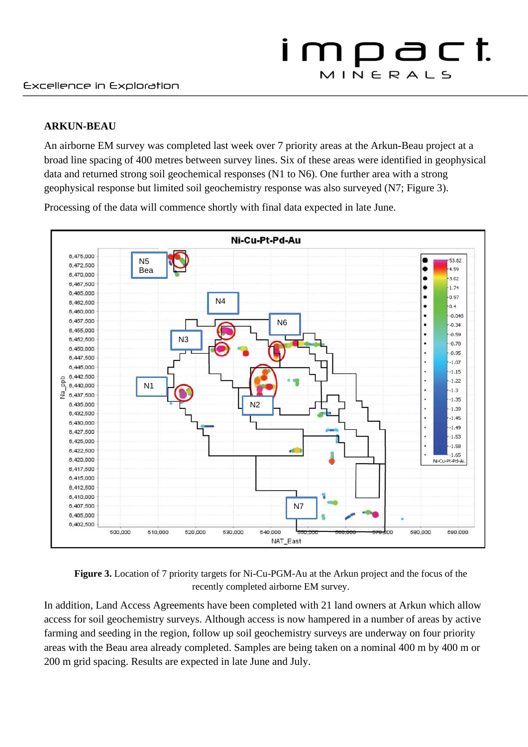## ARKUN-BEAU

An airborne EM survey was completed last week over 7 priority areas at the Arkun-Beau project at a broad line spacing of 400 metres between survey lines. Six of these areas were identified in geophysical data and returned strong soil geochemical responses (N1 to N6). One further area with a strong geophysical response but limited soil geochemistry response was also surveyed (N7; Figure 3).

Processing of the data will commence shortly with final data expected in late June.

**Figure 3.** Location of 7 priority targets for Ni-Cu-PGM-Au at the Arkun project and the focus of the recently completed airborne EM survey.

In addition, Land Access Agreements have been completed with 21 land owners at Arkun which allow access for soil geochemistry surveys. Although access is now hampered in a number of areas by active farming and seeding in the region, follow up soil geochemistry surveys are underway on four priority areas with the Beau area already completed. Samples are being taken on a nominal 400 m by 400 m or 200 m grid spacing. Results are expected in late June and July.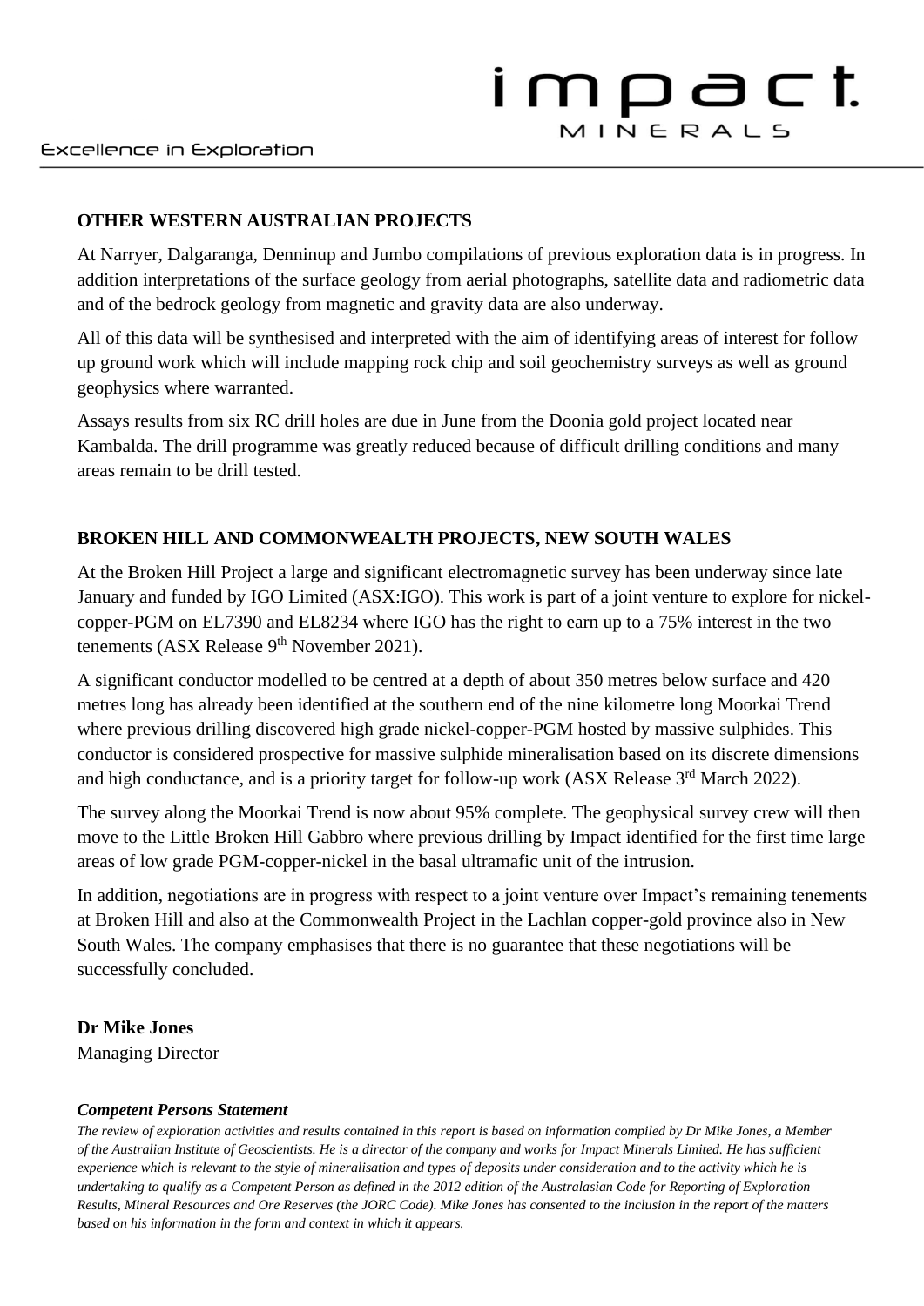## OTHER WESTERN AUSTRALIAN PROJECTS

At Narryer, Dalgaranga, Denninup and Jumbo compilations of previous exploration data is in progress. In addition interpretations of the surface geology from aerial photographs, satellite data and radiometric data and of the bedrock geology from magnetic and gravity data are also underway.

All of this data will be synthesised and interpreted with the aim of identifying areas of interest for follow up ground work which will include mapping rock chip and soil geochemistry surveys as well as ground geophysics where warranted.

Assays results from six RC drill holes are due in June from the Doonia gold project located near Kambalda. The drill programme was greatly reduced because of difficult drilling conditions and many areas remain to be drill tested.

## BROKEN HILL AND COMMONWEALTH PROJECTS, NEW SOUTH WALES

At the Broken Hill Project a large and significant electromagnetic survey has been underway since late January and funded by IGO Limited (ASX:IGO). This work is part of a joint venture to explore for nickel-copper-PGM on EL7390 and EL8234 where IGO has the right to earn up to a 75% interest in the two tenements (ASX Release 9th November 2021).

A significant conductor modelled to be centred at a depth of about 350 metres below surface and 420 metres long has already been identified at the southern end of the nine kilometre long Moorkai Trend where previous drilling discovered high grade nickel-copper-PGM hosted by massive sulphides. This conductor is considered prospective for massive sulphide mineralisation based on its discrete dimensions and high conductance, and is a priority target for follow-up work (ASX Release 3rd March 2022).

The survey along the Moorkai Trend is now about 95% complete. The geophysical survey crew will then move to the Little Broken Hill Gabbro where previous drilling by Impact identified for the first time large areas of low grade PGM-copper-nickel in the basal ultramafic unit of the intrusion.

In addition, negotiations are in progress with respect to a joint venture over Impact's remaining tenements at Broken Hill and also at the Commonwealth Project in the Lachlan copper-gold province also in New South Wales. The company emphasises that there is no guarantee that these negotiations will be successfully concluded.

**Dr Mike Jones**
Managing Director

***Competent Persons Statement***

*The review of exploration activities and results contained in this report is based on information compiled by Dr Mike Jones, a Member of the Australian Institute of Geoscientists. He is a director of the company and works for Impact Minerals Limited. He has sufficient experience which is relevant to the style of mineralisation and types of deposits under consideration and to the activity which he is undertaking to qualify as a Competent Person as defined in the 2012 edition of the Australasian Code for Reporting of Exploration Results, Mineral Resources and Ore Reserves (the JORC Code). Mike Jones has consented to the inclusion in the report of the matters based on his information in the form and context in which it appears.*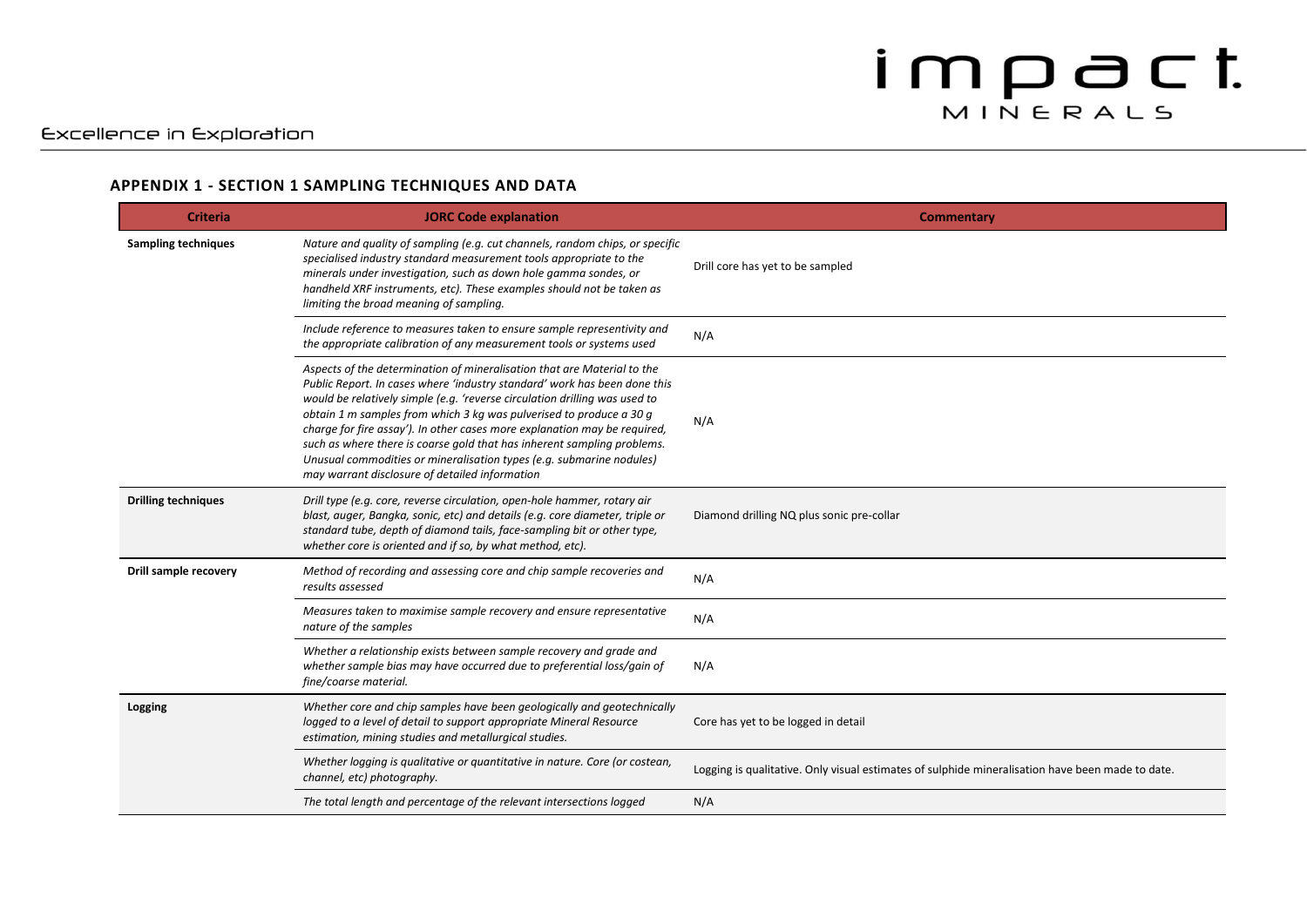## APPENDIX 1 - SECTION 1 SAMPLING TECHNIQUES AND DATA

| Criteria | JORC Code explanation | Commentary |
|---|---|---|
| **Sampling techniques** | *Nature and quality of sampling (e.g. cut channels, random chips, or specific specialised industry standard measurement tools appropriate to the minerals under investigation, such as down hole gamma sondes, or handheld XRF instruments, etc). These examples should not be taken as limiting the broad meaning of sampling.* | Drill core has yet to be sampled |
| | *Include reference to measures taken to ensure sample representivity and the appropriate calibration of any measurement tools or systems used* | N/A |
| | *Aspects of the determination of mineralisation that are Material to the Public Report. In cases where 'industry standard' work has been done this would be relatively simple (e.g. 'reverse circulation drilling was used to obtain 1 m samples from which 3 kg was pulverised to produce a 30 g charge for fire assay'). In other cases more explanation may be required, such as where there is coarse gold that has inherent sampling problems. Unusual commodities or mineralisation types (e.g. submarine nodules) may warrant disclosure of detailed information* | N/A |
| **Drilling techniques** | *Drill type (e.g. core, reverse circulation, open-hole hammer, rotary air blast, auger, Bangka, sonic, etc) and details (e.g. core diameter, triple or standard tube, depth of diamond tails, face-sampling bit or other type, whether core is oriented and if so, by what method, etc).* | Diamond drilling NQ plus sonic pre-collar |
| **Drill sample recovery** | *Method of recording and assessing core and chip sample recoveries and results assessed* | N/A |
| | *Measures taken to maximise sample recovery and ensure representative nature of the samples* | N/A |
| | *Whether a relationship exists between sample recovery and grade and whether sample bias may have occurred due to preferential loss/gain of fine/coarse material.* | N/A |
| **Logging** | *Whether core and chip samples have been geologically and geotechnically logged to a level of detail to support appropriate Mineral Resource estimation, mining studies and metallurgical studies.* | Core has yet to be logged in detail |
| | *Whether logging is qualitative or quantitative in nature. Core (or costean, channel, etc) photography.* | Logging is qualitative. Only visual estimates of sulphide mineralisation have been made to date. |
| | *The total length and percentage of the relevant intersections logged* | N/A |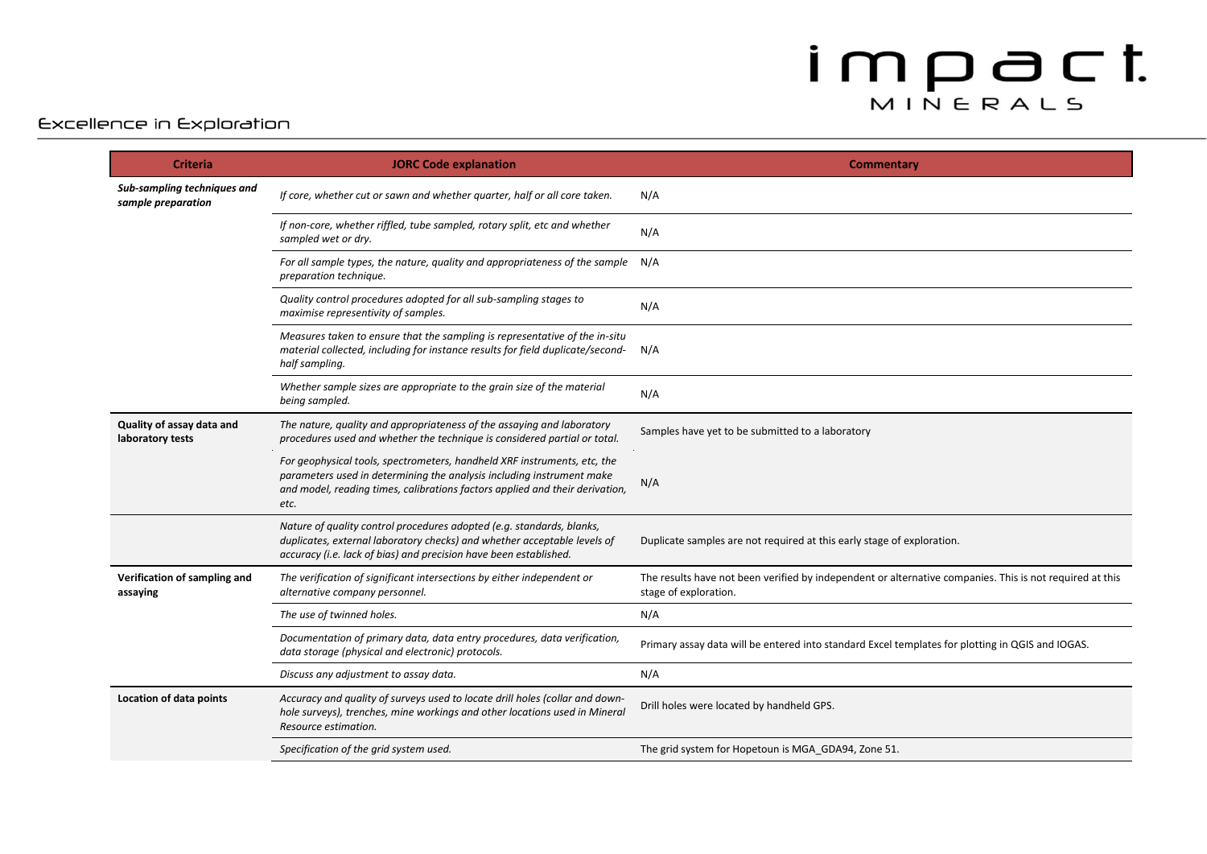| Criteria | JORC Code explanation | Commentary |
|---|---|---|
| ***Sub-sampling techniques and sample preparation*** | *If core, whether cut or sawn and whether quarter, half or all core taken.* | N/A |
| | *If non-core, whether riffled, tube sampled, rotary split, etc and whether sampled wet or dry.* | N/A |
| | *For all sample types, the nature, quality and appropriateness of the sample preparation technique.* | N/A |
| | *Quality control procedures adopted for all sub-sampling stages to maximise representivity of samples.* | N/A |
| | *Measures taken to ensure that the sampling is representative of the in-situ material collected, including for instance results for field duplicate/second-half sampling.* | N/A |
| | *Whether sample sizes are appropriate to the grain size of the material being sampled.* | N/A |
| **Quality of assay data and laboratory tests** | *The nature, quality and appropriateness of the assaying and laboratory procedures used and whether the technique is considered partial or total.* | Samples have yet to be submitted to a laboratory |
| | *For geophysical tools, spectrometers, handheld XRF instruments, etc, the parameters used in determining the analysis including instrument make and model, reading times, calibrations factors applied and their derivation, etc.* | N/A |
| | *Nature of quality control procedures adopted (e.g. standards, blanks, duplicates, external laboratory checks) and whether acceptable levels of accuracy (i.e. lack of bias) and precision have been established.* | Duplicate samples are not required at this early stage of exploration. |
| **Verification of sampling and assaying** | *The verification of significant intersections by either independent or alternative company personnel.* | The results have not been verified by independent or alternative companies. This is not required at this stage of exploration. |
| | *The use of twinned holes.* | N/A |
| | *Documentation of primary data, data entry procedures, data verification, data storage (physical and electronic) protocols.* | Primary assay data will be entered into standard Excel templates for plotting in QGIS and IOGAS. |
| | *Discuss any adjustment to assay data.* | N/A |
| **Location of data points** | *Accuracy and quality of surveys used to locate drill holes (collar and down-hole surveys), trenches, mine workings and other locations used in Mineral Resource estimation.* | Drill holes were located by handheld GPS. |
| | *Specification of the grid system used.* | The grid system for Hopetoun is MGA_GDA94, Zone 51. |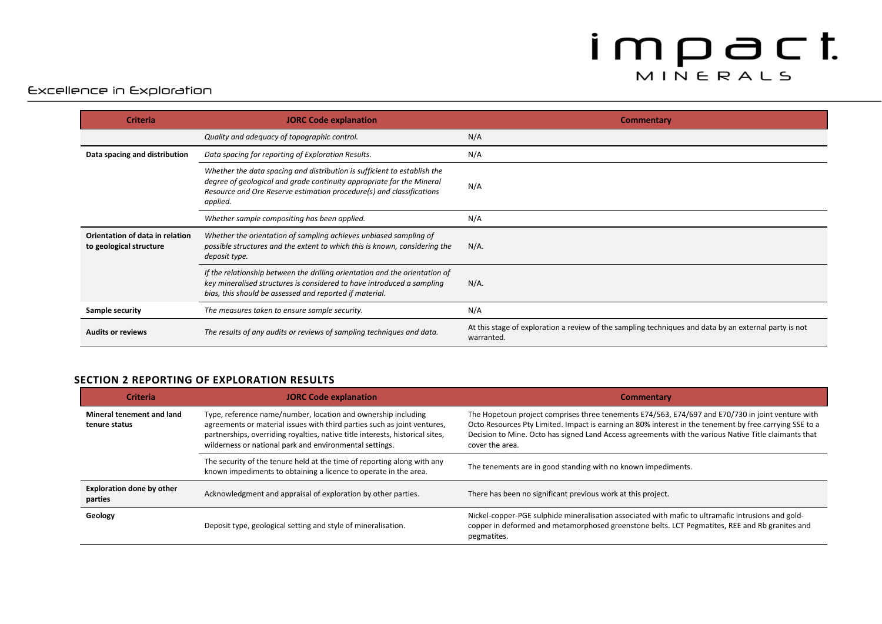| Criteria | JORC Code explanation | Commentary |
|---|---|---|
| | *Quality and adequacy of topographic control.* | N/A |
| **Data spacing and distribution** | *Data spacing for reporting of Exploration Results.* | N/A |
| | *Whether the data spacing and distribution is sufficient to establish the degree of geological and grade continuity appropriate for the Mineral Resource and Ore Reserve estimation procedure(s) and classifications applied.* | N/A |
| | *Whether sample compositing has been applied.* | N/A |
| **Orientation of data in relation to geological structure** | *Whether the orientation of sampling achieves unbiased sampling of possible structures and the extent to which this is known, considering the deposit type.* | N/A. |
| | *If the relationship between the drilling orientation and the orientation of key mineralised structures is considered to have introduced a sampling bias, this should be assessed and reported if material.* | N/A. |
| **Sample security** | *The measures taken to ensure sample security.* | N/A |
| **Audits or reviews** | *The results of any audits or reviews of sampling techniques and data.* | At this stage of exploration a review of the sampling techniques and data by an external party is not warranted. |

## SECTION 2 REPORTING OF EXPLORATION RESULTS

| Criteria | JORC Code explanation | Commentary |
|---|---|---|
| **Mineral tenement and land tenure status** | Type, reference name/number, location and ownership including agreements or material issues with third parties such as joint ventures, partnerships, overriding royalties, native title interests, historical sites, wilderness or national park and environmental settings. | The Hopetoun project comprises three tenements E74/563, E74/697 and E70/730 in joint venture with Octo Resources Pty Limited. Impact is earning an 80% interest in the tenement by free carrying SSE to a Decision to Mine. Octo has signed Land Access agreements with the various Native Title claimants that cover the area. |
| | The security of the tenure held at the time of reporting along with any known impediments to obtaining a licence to operate in the area. | The tenements are in good standing with no known impediments. |
| **Exploration done by other parties** | Acknowledgment and appraisal of exploration by other parties. | There has been no significant previous work at this project. |
| **Geology** | Deposit type, geological setting and style of mineralisation. | Nickel-copper-PGE sulphide mineralisation associated with mafic to ultramafic intrusions and gold-copper in deformed and metamorphosed greenstone belts. LCT Pegmatites, REE and Rb granites and pegmatites. |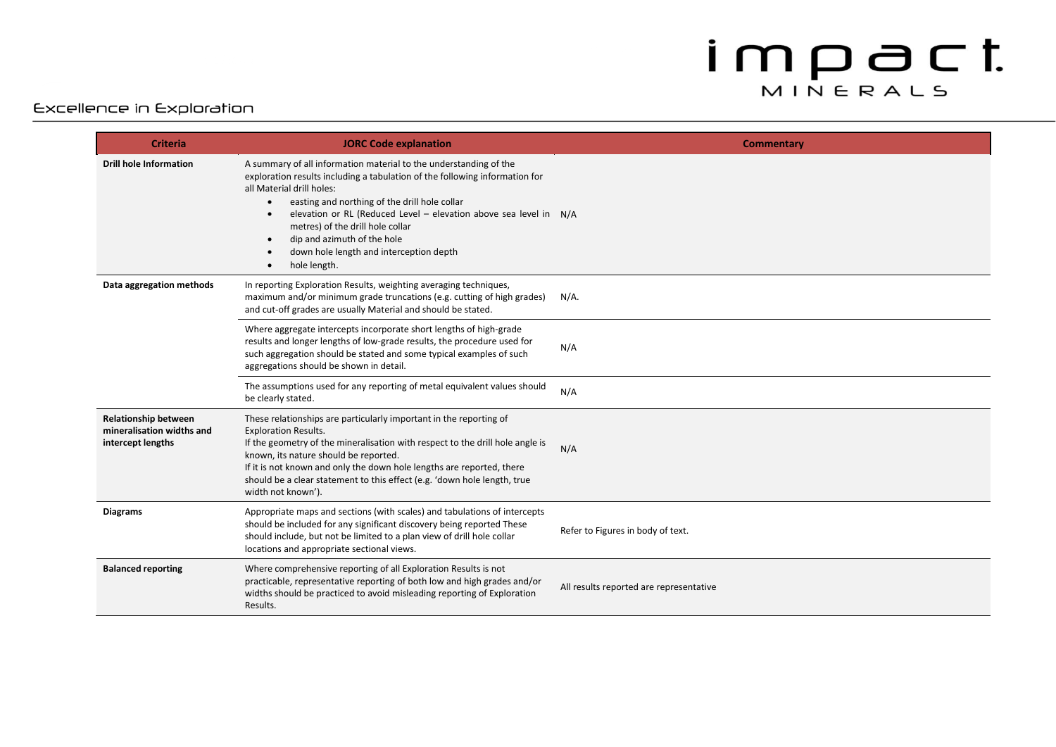| Criteria | JORC Code explanation | Commentary |
|---|---|---|
| **Drill hole Information** | A summary of all information material to the understanding of the exploration results including a tabulation of the following information for all Material drill holes:<br>• easting and northing of the drill hole collar<br>• elevation or RL (Reduced Level – elevation above sea level in metres) of the drill hole collar<br>• dip and azimuth of the hole<br>• down hole length and interception depth<br>• hole length. | N/A |
| **Data aggregation methods** | In reporting Exploration Results, weighting averaging techniques, maximum and/or minimum grade truncations (e.g. cutting of high grades) and cut-off grades are usually Material and should be stated. | N/A. |
| | Where aggregate intercepts incorporate short lengths of high-grade results and longer lengths of low-grade results, the procedure used for such aggregation should be stated and some typical examples of such aggregations should be shown in detail. | N/A |
| | The assumptions used for any reporting of metal equivalent values should be clearly stated. | N/A |
| **Relationship between mineralisation widths and intercept lengths** | These relationships are particularly important in the reporting of Exploration Results.<br>If the geometry of the mineralisation with respect to the drill hole angle is known, its nature should be reported.<br>If it is not known and only the down hole lengths are reported, there should be a clear statement to this effect (e.g. 'down hole length, true width not known'). | N/A |
| **Diagrams** | Appropriate maps and sections (with scales) and tabulations of intercepts should be included for any significant discovery being reported These should include, but not be limited to a plan view of drill hole collar locations and appropriate sectional views. | Refer to Figures in body of text. |
| **Balanced reporting** | Where comprehensive reporting of all Exploration Results is not practicable, representative reporting of both low and high grades and/or widths should be practiced to avoid misleading reporting of Exploration Results. | All results reported are representative |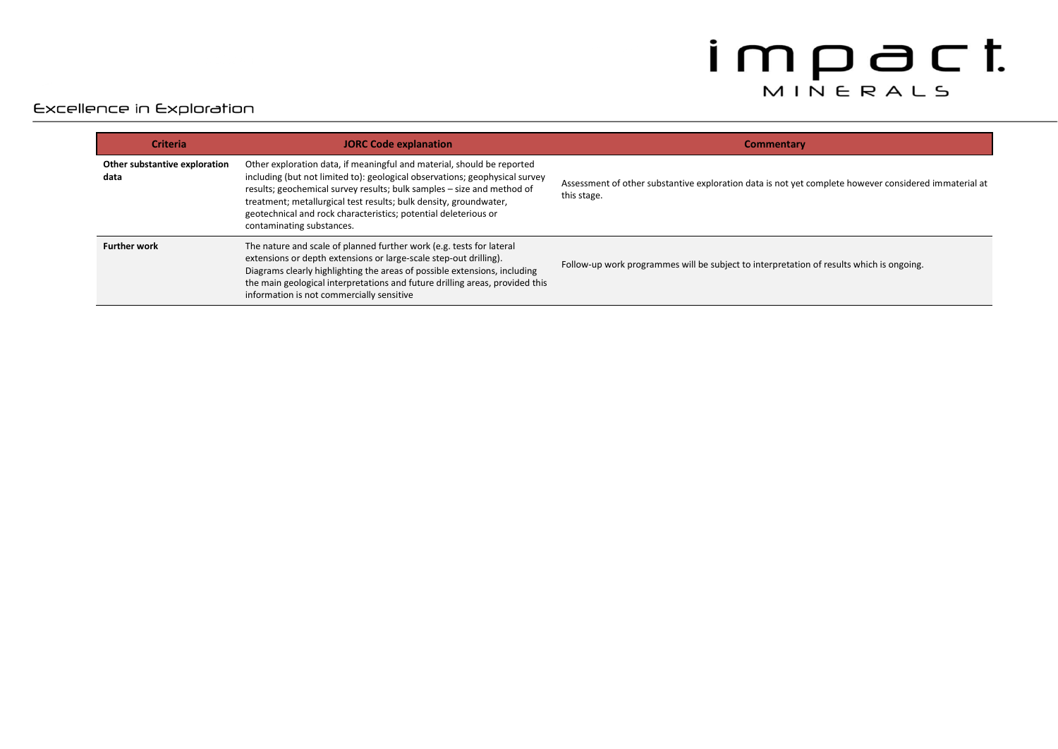| Criteria | JORC Code explanation | Commentary |
|---|---|---|
| **Other substantive exploration data** | Other exploration data, if meaningful and material, should be reported including (but not limited to): geological observations; geophysical survey results; geochemical survey results; bulk samples – size and method of treatment; metallurgical test results; bulk density, groundwater, geotechnical and rock characteristics; potential deleterious or contaminating substances. | Assessment of other substantive exploration data is not yet complete however considered immaterial at this stage. |
| **Further work** | The nature and scale of planned further work (e.g. tests for lateral extensions or depth extensions or large-scale step-out drilling). Diagrams clearly highlighting the areas of possible extensions, including the main geological interpretations and future drilling areas, provided this information is not commercially sensitive | Follow-up work programmes will be subject to interpretation of results which is ongoing. |